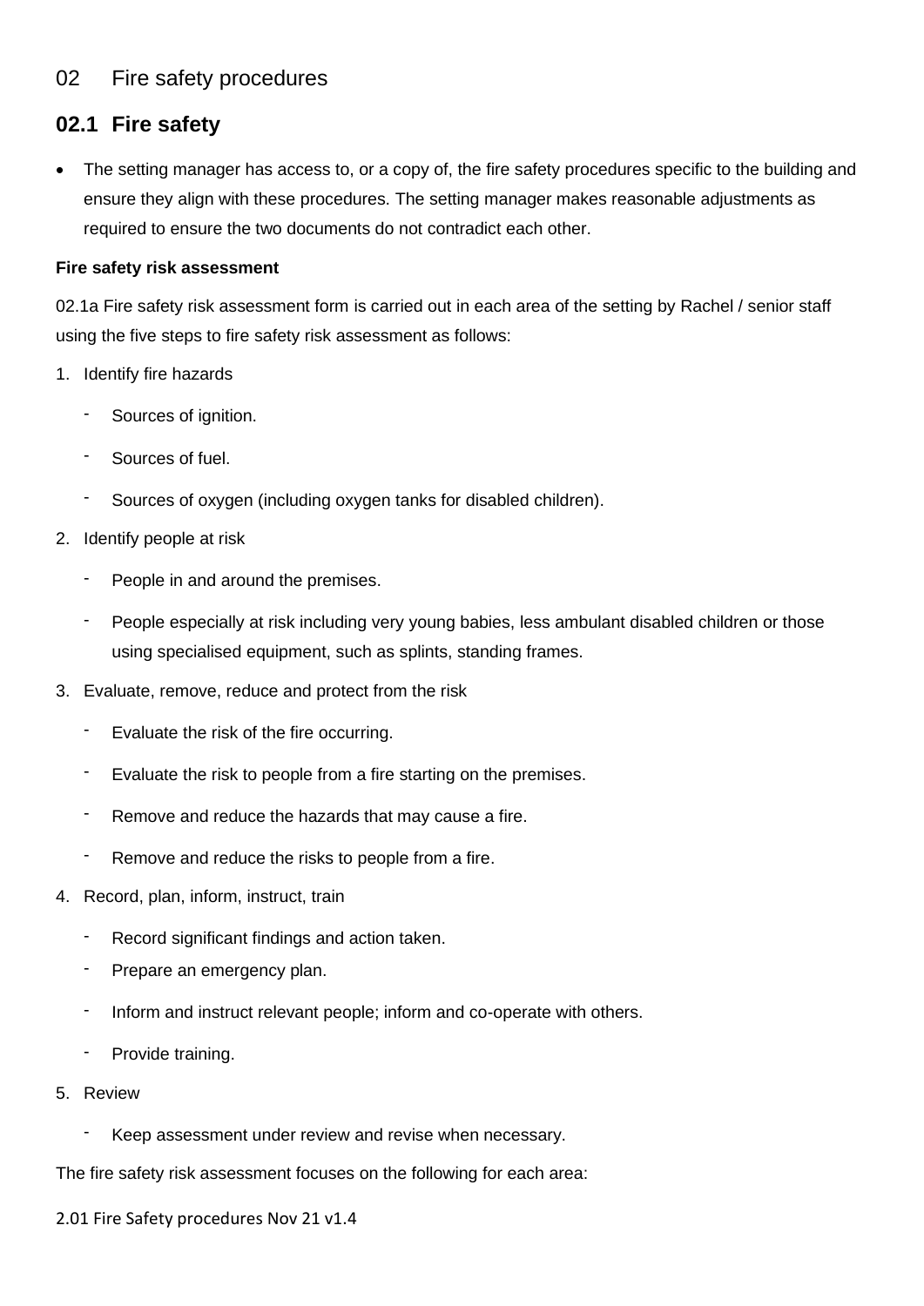# 02 Fire safety procedures

## 02.1 Fire safety

- The setting manager has access to, or a copy of, the fire safety procedures specific to the building and ensure they align with these procedures. The setting manager makes reasonable adjustments as required to ensure the two documents do not contradict each other.

**Fire safety risk assessment**

02.1a Fire safety risk assessment form is carried out in each area of the setting by Rachel / senior staff using the five steps to fire safety risk assessment as follows:

1. Identify fire hazards
   - Sources of ignition.
   - Sources of fuel.
   - Sources of oxygen (including oxygen tanks for disabled children).
2. Identify people at risk
   - People in and around the premises.
   - People especially at risk including very young babies, less ambulant disabled children or those using specialised equipment, such as splints, standing frames.
3. Evaluate, remove, reduce and protect from the risk
   - Evaluate the risk of the fire occurring.
   - Evaluate the risk to people from a fire starting on the premises.
   - Remove and reduce the hazards that may cause a fire.
   - Remove and reduce the risks to people from a fire.
4. Record, plan, inform, instruct, train
   - Record significant findings and action taken.
   - Prepare an emergency plan.
   - Inform and instruct relevant people; inform and co-operate with others.
   - Provide training.
5. Review
   - Keep assessment under review and revise when necessary.

The fire safety risk assessment focuses on the following for each area: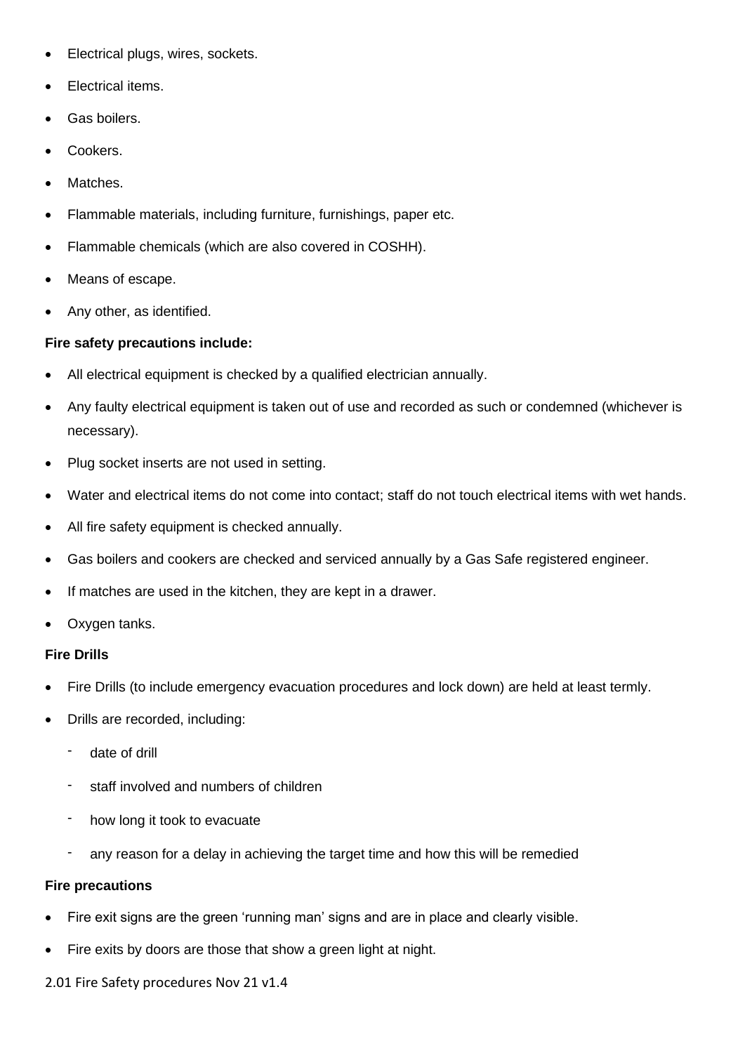- Electrical plugs, wires, sockets.
- Electrical items.
- Gas boilers.
- Cookers.
- Matches.
- Flammable materials, including furniture, furnishings, paper etc.
- Flammable chemicals (which are also covered in COSHH).
- Means of escape.
- Any other, as identified.

**Fire safety precautions include:**

- All electrical equipment is checked by a qualified electrician annually.
- Any faulty electrical equipment is taken out of use and recorded as such or condemned (whichever is necessary).
- Plug socket inserts are not used in setting.
- Water and electrical items do not come into contact; staff do not touch electrical items with wet hands.
- All fire safety equipment is checked annually.
- Gas boilers and cookers are checked and serviced annually by a Gas Safe registered engineer.
- If matches are used in the kitchen, they are kept in a drawer.
- Oxygen tanks.

**Fire Drills**

- Fire Drills (to include emergency evacuation procedures and lock down) are held at least termly.
- Drills are recorded, including:
  - date of drill
  - staff involved and numbers of children
  - how long it took to evacuate
  - any reason for a delay in achieving the target time and how this will be remedied

**Fire precautions**

- Fire exit signs are the green 'running man' signs and are in place and clearly visible.
- Fire exits by doors are those that show a green light at night.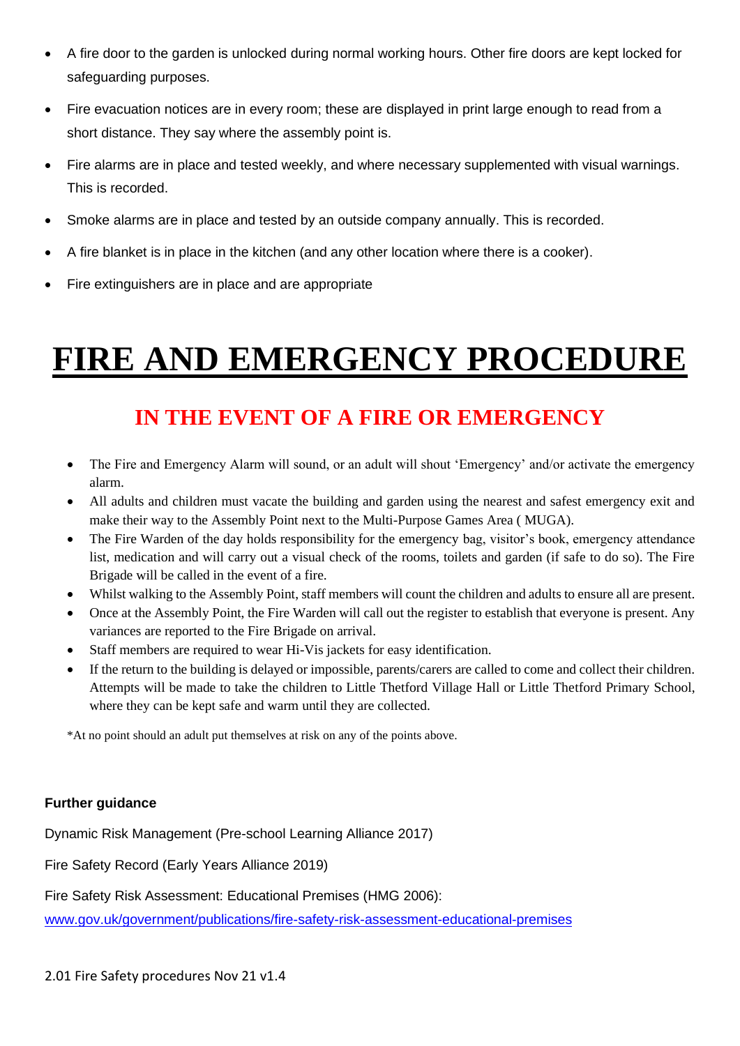- A fire door to the garden is unlocked during normal working hours. Other fire doors are kept locked for safeguarding purposes.
- Fire evacuation notices are in every room; these are displayed in print large enough to read from a short distance. They say where the assembly point is.
- Fire alarms are in place and tested weekly, and where necessary supplemented with visual warnings. This is recorded.
- Smoke alarms are in place and tested by an outside company annually. This is recorded.
- A fire blanket is in place in the kitchen (and any other location where there is a cooker).
- Fire extinguishers are in place and are appropriate

# FIRE AND EMERGENCY PROCEDURE

## IN THE EVENT OF A FIRE OR EMERGENCY

- The Fire and Emergency Alarm will sound, or an adult will shout 'Emergency' and/or activate the emergency alarm.
- All adults and children must vacate the building and garden using the nearest and safest emergency exit and make their way to the Assembly Point next to the Multi-Purpose Games Area ( MUGA).
- The Fire Warden of the day holds responsibility for the emergency bag, visitor's book, emergency attendance list, medication and will carry out a visual check of the rooms, toilets and garden (if safe to do so). The Fire Brigade will be called in the event of a fire.
- Whilst walking to the Assembly Point, staff members will count the children and adults to ensure all are present.
- Once at the Assembly Point, the Fire Warden will call out the register to establish that everyone is present. Any variances are reported to the Fire Brigade on arrival.
- Staff members are required to wear Hi-Vis jackets for easy identification.
- If the return to the building is delayed or impossible, parents/carers are called to come and collect their children. Attempts will be made to take the children to Little Thetford Village Hall or Little Thetford Primary School, where they can be kept safe and warm until they are collected.

*At no point should an adult put themselves at risk on any of the points above.

**Further guidance**

Dynamic Risk Management (Pre-school Learning Alliance 2017)

Fire Safety Record (Early Years Alliance 2019)

Fire Safety Risk Assessment: Educational Premises (HMG 2006):
www.gov.uk/government/publications/fire-safety-risk-assessment-educational-premises

2.01 Fire Safety procedures Nov 21 v1.4